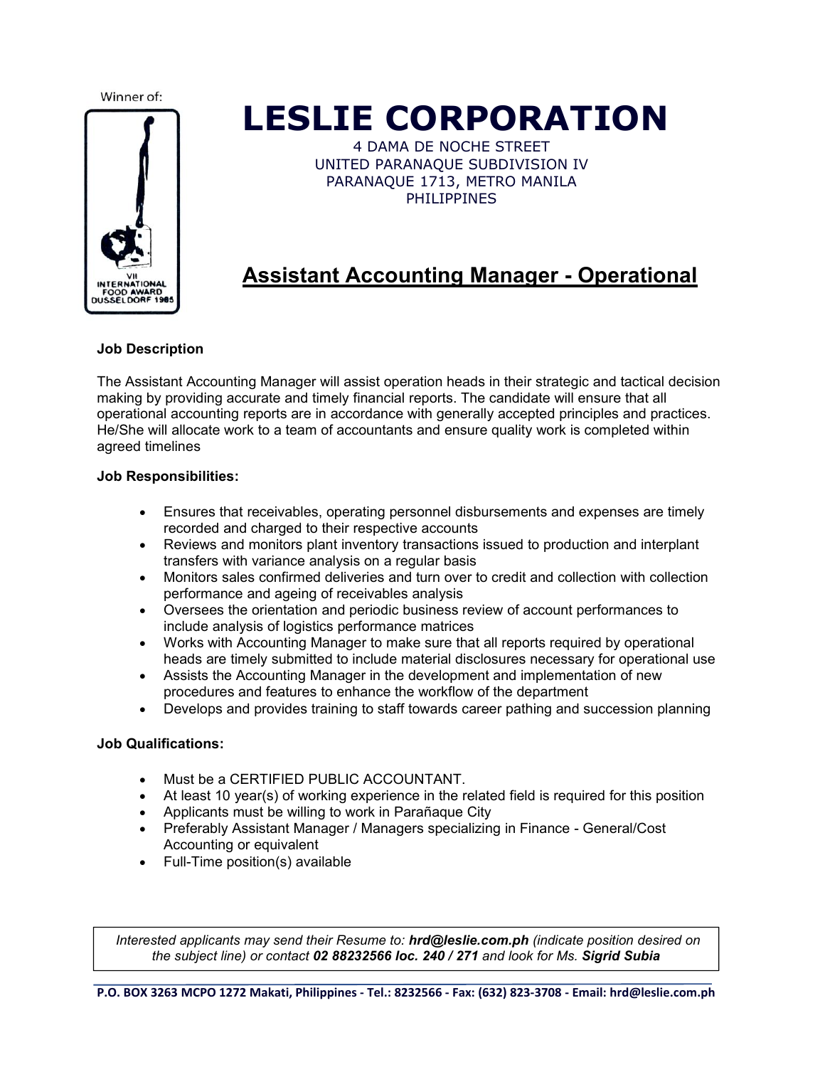Winner of:

VII INTERNATIONAL FOOD AWARD DUSSELDORF 1985

# LESLIE CORPORATION

4 DAMA DE NOCHE STREET
UNITED PARANAQUE SUBDIVISION IV
PARANAQUE 1713, METRO MANILA
PHILIPPINES

## Assistant Accounting Manager - Operational

**Job Description**

The Assistant Accounting Manager will assist operation heads in their strategic and tactical decision making by providing accurate and timely financial reports. The candidate will ensure that all operational accounting reports are in accordance with generally accepted principles and practices. He/She will allocate work to a team of accountants and ensure quality work is completed within agreed timelines

**Job Responsibilities:**

- Ensures that receivables, operating personnel disbursements and expenses are timely recorded and charged to their respective accounts
- Reviews and monitors plant inventory transactions issued to production and interplant transfers with variance analysis on a regular basis
- Monitors sales confirmed deliveries and turn over to credit and collection with collection performance and ageing of receivables analysis
- Oversees the orientation and periodic business review of account performances to include analysis of logistics performance matrices
- Works with Accounting Manager to make sure that all reports required by operational heads are timely submitted to include material disclosures necessary for operational use
- Assists the Accounting Manager in the development and implementation of new procedures and features to enhance the workflow of the department
- Develops and provides training to staff towards career pathing and succession planning

**Job Qualifications:**

- Must be a CERTIFIED PUBLIC ACCOUNTANT.
- At least 10 year(s) of working experience in the related field is required for this position
- Applicants must be willing to work in Parañaque City
- Preferably Assistant Manager / Managers specializing in Finance - General/Cost Accounting or equivalent
- Full-Time position(s) available

*Interested applicants may send their Resume to: **hrd@leslie.com.ph** (indicate position desired on the subject line) or contact **02 88232566 loc. 240 / 271** and look for Ms. **Sigrid Subia***

**P.O. BOX 3263 MCPO 1272 Makati, Philippines - Tel.: 8232566 - Fax: (632) 823-3708 - Email: hrd@leslie.com.ph**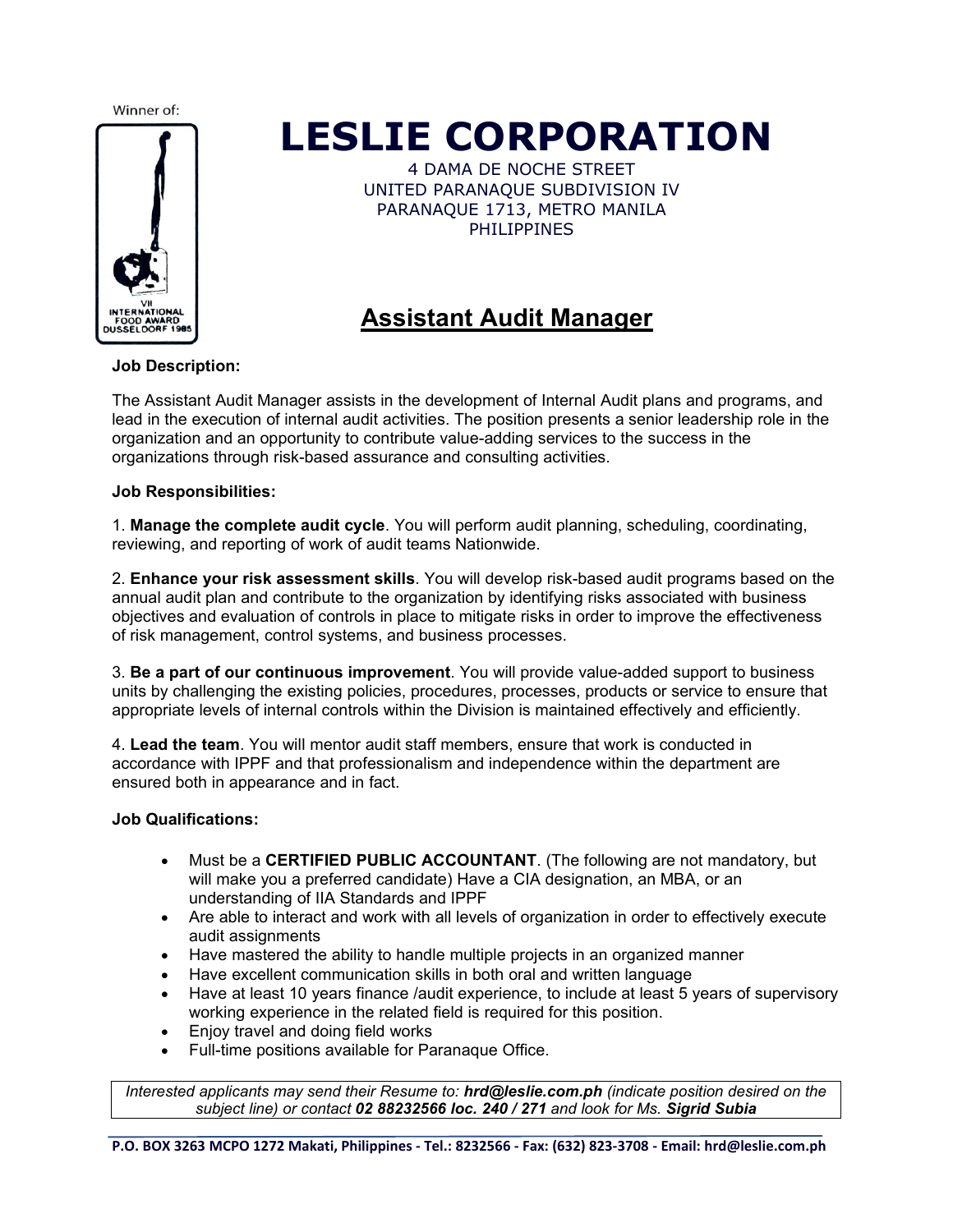Winner of:

VII INTERNATIONAL FOOD AWARD DUSSELDORF 1985

# LESLIE CORPORATION

4 DAMA DE NOCHE STREET
UNITED PARANAQUE SUBDIVISION IV
PARANAQUE 1713, METRO MANILA
PHILIPPINES

## Assistant Audit Manager

**Job Description:**

The Assistant Audit Manager assists in the development of Internal Audit plans and programs, and lead in the execution of internal audit activities. The position presents a senior leadership role in the organization and an opportunity to contribute value-adding services to the success in the organizations through risk-based assurance and consulting activities.

**Job Responsibilities:**

1. **Manage the complete audit cycle**. You will perform audit planning, scheduling, coordinating, reviewing, and reporting of work of audit teams Nationwide.

2. **Enhance your risk assessment skills**. You will develop risk-based audit programs based on the annual audit plan and contribute to the organization by identifying risks associated with business objectives and evaluation of controls in place to mitigate risks in order to improve the effectiveness of risk management, control systems, and business processes.

3. **Be a part of our continuous improvement**. You will provide value-added support to business units by challenging the existing policies, procedures, processes, products or service to ensure that appropriate levels of internal controls within the Division is maintained effectively and efficiently.

4. **Lead the team**. You will mentor audit staff members, ensure that work is conducted in accordance with IPPF and that professionalism and independence within the department are ensured both in appearance and in fact.

**Job Qualifications:**

- Must be a **CERTIFIED PUBLIC ACCOUNTANT**. (The following are not mandatory, but will make you a preferred candidate) Have a CIA designation, an MBA, or an understanding of IIA Standards and IPPF
- Are able to interact and work with all levels of organization in order to effectively execute audit assignments
- Have mastered the ability to handle multiple projects in an organized manner
- Have excellent communication skills in both oral and written language
- Have at least 10 years finance /audit experience, to include at least 5 years of supervisory working experience in the related field is required for this position.
- Enjoy travel and doing field works
- Full-time positions available for Paranaque Office.

*Interested applicants may send their Resume to:* ***hrd@leslie.com.ph*** *(indicate position desired on the subject line) or contact* ***02 88232566 loc. 240 / 271*** *and look for Ms.* ***Sigrid Subia***

**P.O. BOX 3263 MCPO 1272 Makati, Philippines - Tel.: 8232566 - Fax: (632) 823-3708 - Email: hrd@leslie.com.ph**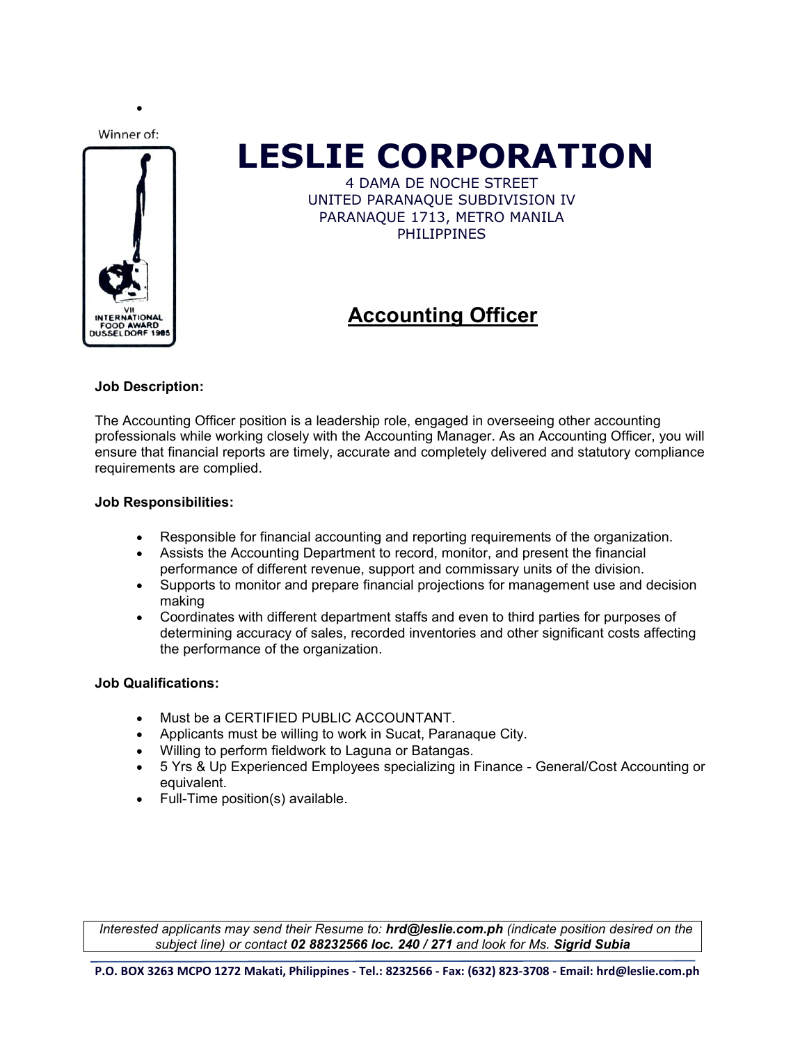Winner of:

VII INTERNATIONAL FOOD AWARD DUSSELDORF 1985

# LESLIE CORPORATION

4 DAMA DE NOCHE STREET
UNITED PARANAQUE SUBDIVISION IV
PARANAQUE 1713, METRO MANILA
PHILIPPINES

## Accounting Officer

**Job Description:**

The Accounting Officer position is a leadership role, engaged in overseeing other accounting professionals while working closely with the Accounting Manager. As an Accounting Officer, you will ensure that financial reports are timely, accurate and completely delivered and statutory compliance requirements are complied.

**Job Responsibilities:**

- Responsible for financial accounting and reporting requirements of the organization.
- Assists the Accounting Department to record, monitor, and present the financial performance of different revenue, support and commissary units of the division.
- Supports to monitor and prepare financial projections for management use and decision making
- Coordinates with different department staffs and even to third parties for purposes of determining accuracy of sales, recorded inventories and other significant costs affecting the performance of the organization.

**Job Qualifications:**

- Must be a CERTIFIED PUBLIC ACCOUNTANT.
- Applicants must be willing to work in Sucat, Paranaque City.
- Willing to perform fieldwork to Laguna or Batangas.
- 5 Yrs & Up Experienced Employees specializing in Finance - General/Cost Accounting or equivalent.
- Full-Time position(s) available.

*Interested applicants may send their Resume to:* ***hrd@leslie.com.ph*** *(indicate position desired on the subject line) or contact* ***02 88232566 loc. 240 / 271*** *and look for Ms.* ***Sigrid Subia***

**P.O. BOX 3263 MCPO 1272 Makati, Philippines - Tel.: 8232566 - Fax: (632) 823-3708 - Email: hrd@leslie.com.ph**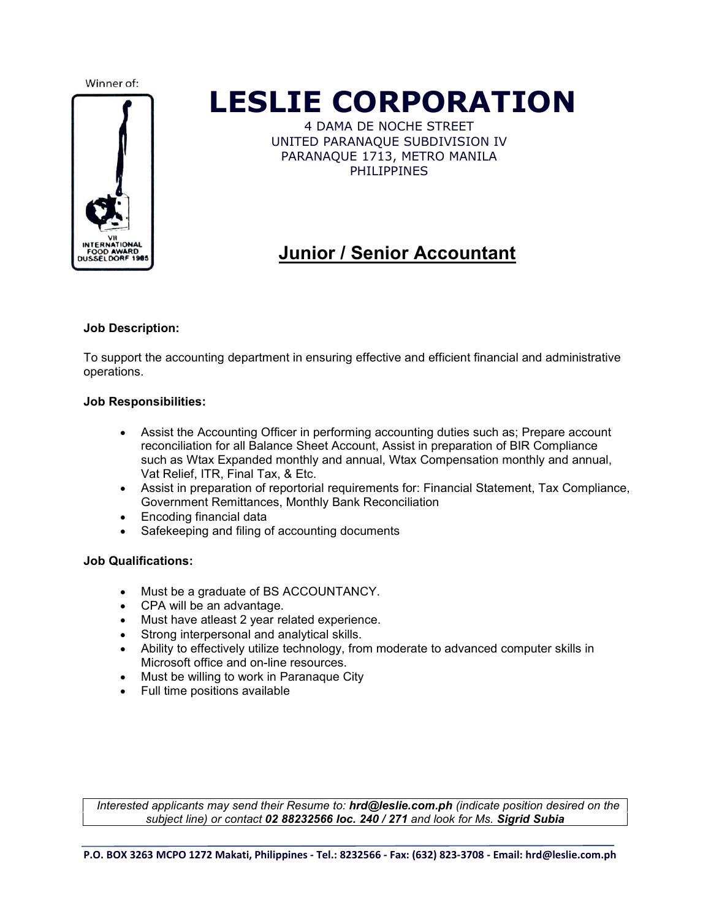Winner of:

VII INTERNATIONAL FOOD AWARD DUSSELDORF 1985

# LESLIE CORPORATION

4 DAMA DE NOCHE STREET
UNITED PARANAQUE SUBDIVISION IV
PARANAQUE 1713, METRO MANILA
PHILIPPINES

## Junior / Senior Accountant

**Job Description:**

To support the accounting department in ensuring effective and efficient financial and administrative operations.

**Job Responsibilities:**

- Assist the Accounting Officer in performing accounting duties such as; Prepare account reconciliation for all Balance Sheet Account, Assist in preparation of BIR Compliance such as Wtax Expanded monthly and annual, Wtax Compensation monthly and annual, Vat Relief, ITR, Final Tax, & Etc.
- Assist in preparation of reportorial requirements for: Financial Statement, Tax Compliance, Government Remittances, Monthly Bank Reconciliation
- Encoding financial data
- Safekeeping and filing of accounting documents

**Job Qualifications:**

- Must be a graduate of BS ACCOUNTANCY.
- CPA will be an advantage.
- Must have atleast 2 year related experience.
- Strong interpersonal and analytical skills.
- Ability to effectively utilize technology, from moderate to advanced computer skills in Microsoft office and on-line resources.
- Must be willing to work in Paranaque City
- Full time positions available

*Interested applicants may send their Resume to:* ***hrd@leslie.com.ph*** *(indicate position desired on the subject line) or contact* ***02 88232566 loc. 240 / 271*** *and look for Ms.* ***Sigrid Subia***

**P.O. BOX 3263 MCPO 1272 Makati, Philippines - Tel.: 8232566 - Fax: (632) 823-3708 - Email: hrd@leslie.com.ph**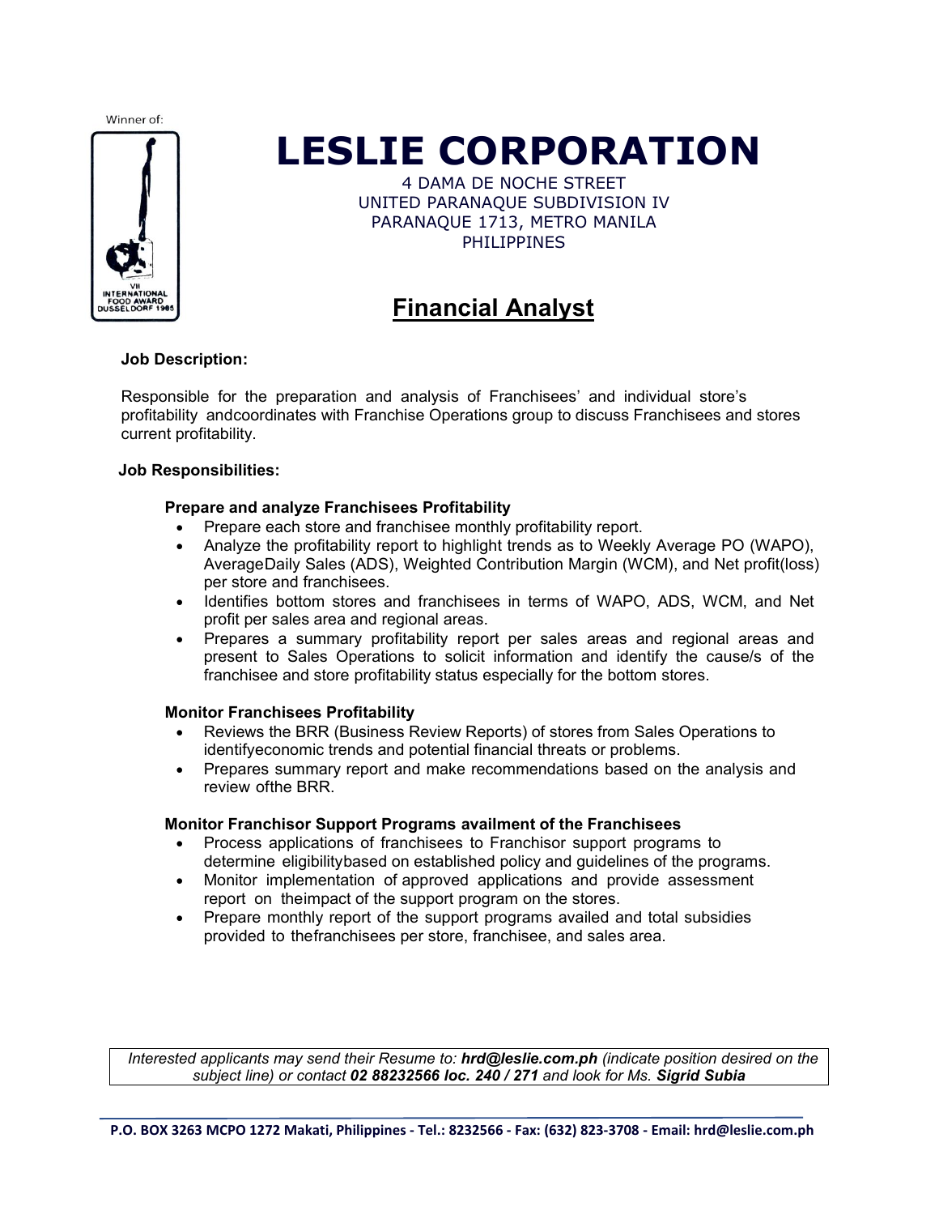Winner of:

VII INTERNATIONAL FOOD AWARD DUSSELDORF 1985

# LESLIE CORPORATION

4 DAMA DE NOCHE STREET
UNITED PARANAQUE SUBDIVISION IV
PARANAQUE 1713, METRO MANILA
PHILIPPINES

## Financial Analyst

**Job Description:**

Responsible for the preparation and analysis of Franchisees' and individual store's profitability andcoordinates with Franchise Operations group to discuss Franchisees and stores current profitability.

**Job Responsibilities:**

**Prepare and analyze Franchisees Profitability**

- Prepare each store and franchisee monthly profitability report.
- Analyze the profitability report to highlight trends as to Weekly Average PO (WAPO), AverageDaily Sales (ADS), Weighted Contribution Margin (WCM), and Net profit(loss) per store and franchisees.
- Identifies bottom stores and franchisees in terms of WAPO, ADS, WCM, and Net profit per sales area and regional areas.
- Prepares a summary profitability report per sales areas and regional areas and present to Sales Operations to solicit information and identify the cause/s of the franchisee and store profitability status especially for the bottom stores.

**Monitor Franchisees Profitability**

- Reviews the BRR (Business Review Reports) of stores from Sales Operations to identifyeconomic trends and potential financial threats or problems.
- Prepares summary report and make recommendations based on the analysis and review ofthe BRR.

**Monitor Franchisor Support Programs availment of the Franchisees**

- Process applications of franchisees to Franchisor support programs to determine eligibilitybased on established policy and guidelines of the programs.
- Monitor implementation of approved applications and provide assessment report on theimpact of the support program on the stores.
- Prepare monthly report of the support programs availed and total subsidies provided to thefranchisees per store, franchisee, and sales area.

*Interested applicants may send their Resume to: **hrd@leslie.com.ph** (indicate position desired on the subject line) or contact **02 88232566 loc. 240 / 271** and look for Ms. **Sigrid Subia***

**P.O. BOX 3263 MCPO 1272 Makati, Philippines - Tel.: 8232566 - Fax: (632) 823-3708 - Email: hrd@leslie.com.ph**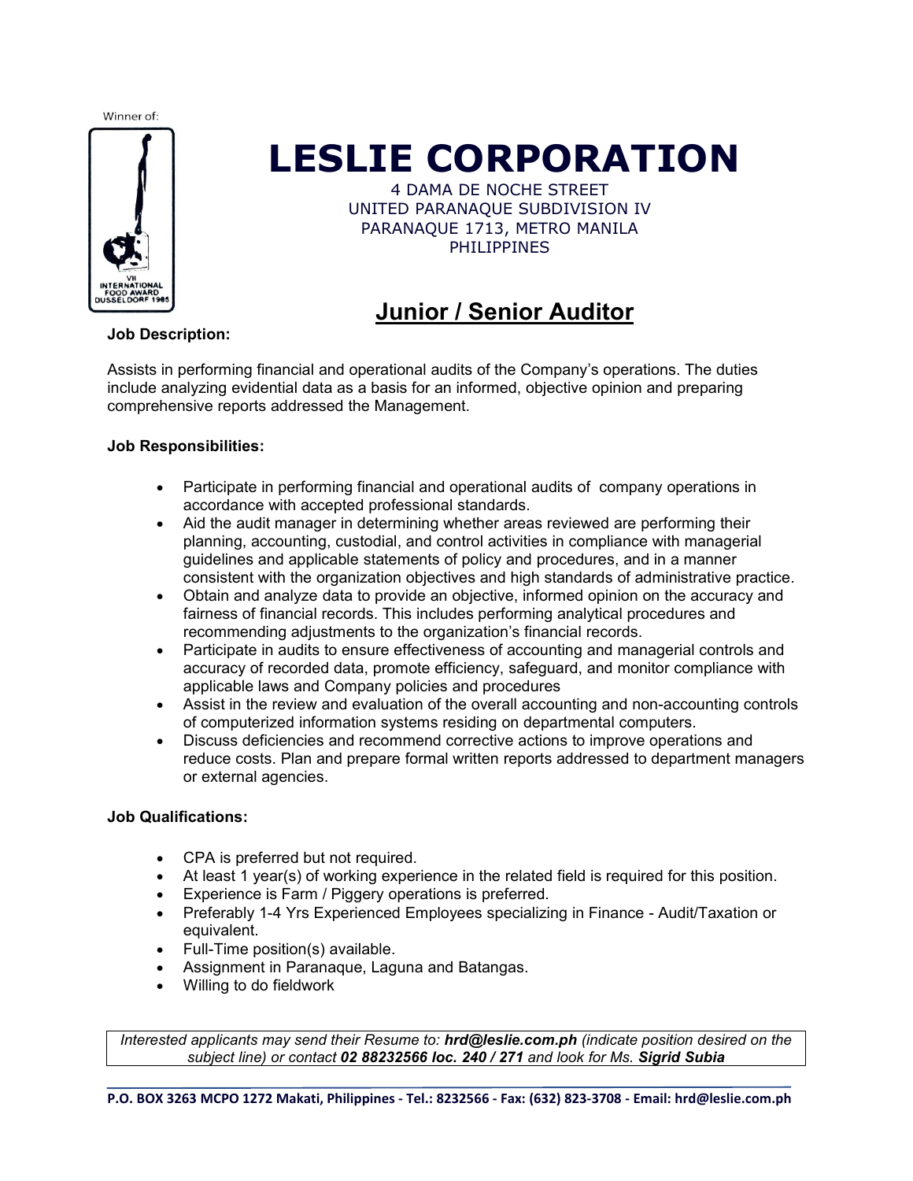Winner of:

VII INTERNATIONAL FOOD AWARD DUSSELDORF 1985

# LESLIE CORPORATION

4 DAMA DE NOCHE STREET
UNITED PARANAQUE SUBDIVISION IV
PARANAQUE 1713, METRO MANILA
PHILIPPINES

## Junior / Senior Auditor

**Job Description:**

Assists in performing financial and operational audits of the Company's operations. The duties include analyzing evidential data as a basis for an informed, objective opinion and preparing comprehensive reports addressed the Management.

**Job Responsibilities:**

- Participate in performing financial and operational audits of company operations in accordance with accepted professional standards.
- Aid the audit manager in determining whether areas reviewed are performing their planning, accounting, custodial, and control activities in compliance with managerial guidelines and applicable statements of policy and procedures, and in a manner consistent with the organization objectives and high standards of administrative practice.
- Obtain and analyze data to provide an objective, informed opinion on the accuracy and fairness of financial records. This includes performing analytical procedures and recommending adjustments to the organization's financial records.
- Participate in audits to ensure effectiveness of accounting and managerial controls and accuracy of recorded data, promote efficiency, safeguard, and monitor compliance with applicable laws and Company policies and procedures
- Assist in the review and evaluation of the overall accounting and non-accounting controls of computerized information systems residing on departmental computers.
- Discuss deficiencies and recommend corrective actions to improve operations and reduce costs. Plan and prepare formal written reports addressed to department managers or external agencies.

**Job Qualifications:**

- CPA is preferred but not required.
- At least 1 year(s) of working experience in the related field is required for this position.
- Experience is Farm / Piggery operations is preferred.
- Preferably 1-4 Yrs Experienced Employees specializing in Finance - Audit/Taxation or equivalent.
- Full-Time position(s) available.
- Assignment in Paranaque, Laguna and Batangas.
- Willing to do fieldwork

*Interested applicants may send their Resume to: **hrd@leslie.com.ph** (indicate position desired on the subject line) or contact **02 88232566 loc. 240 / 271** and look for Ms. **Sigrid Subia***

**P.O. BOX 3263 MCPO 1272 Makati, Philippines - Tel.: 8232566 - Fax: (632) 823-3708 - Email: hrd@leslie.com.ph**